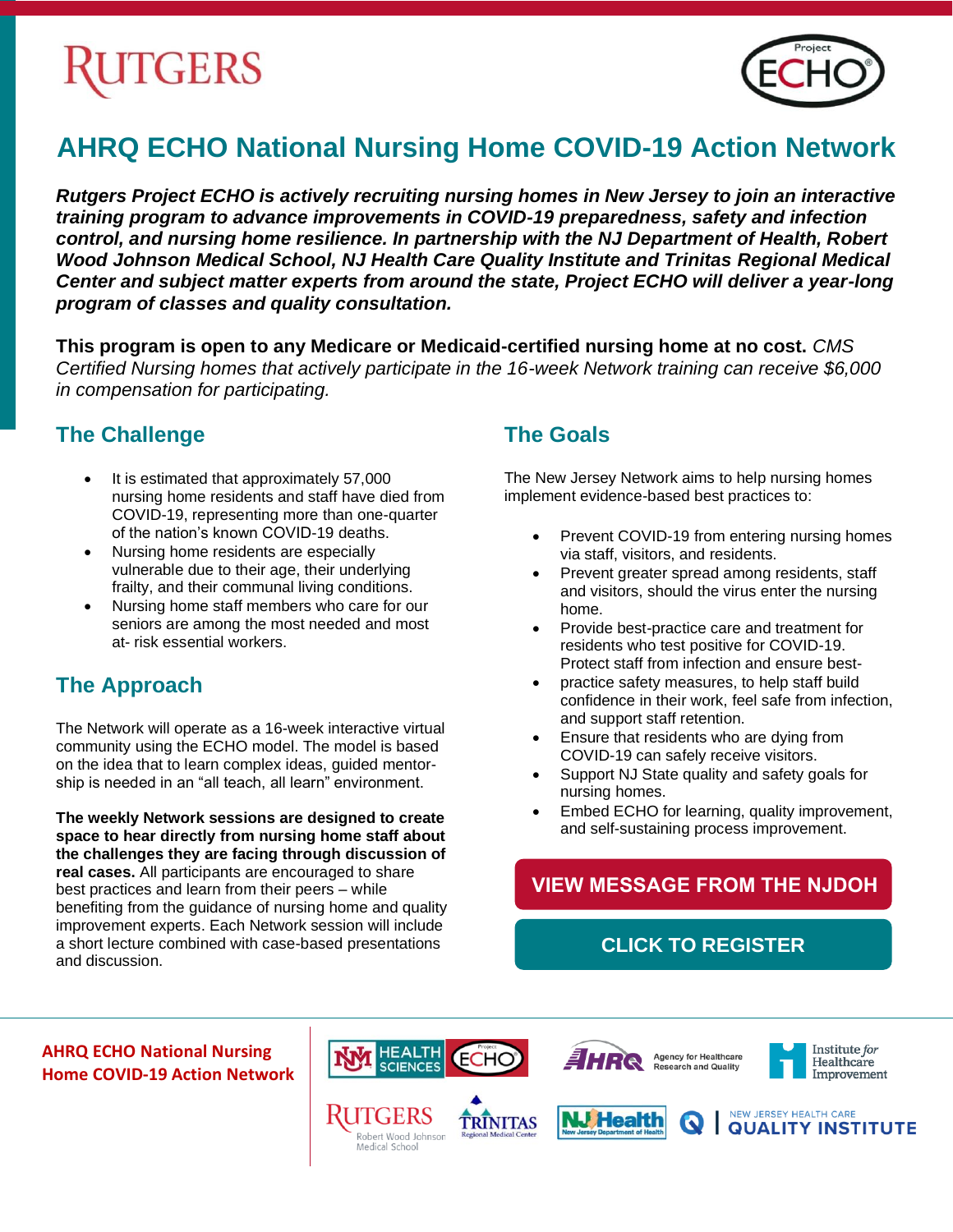# AHRQ ECHO National Nursing Home COVID-19 Action Network

***Rutgers Project ECHO is actively recruiting nursing homes in New Jersey to join an interactive training program to advance improvements in COVID-19 preparedness, safety and infection control, and nursing home resilience. In partnership with the NJ Department of Health, Robert Wood Johnson Medical School, NJ Health Care Quality Institute and Trinitas Regional Medical Center and subject matter experts from around the state, Project ECHO will deliver a year-long program of classes and quality consultation.***

**This program is open to any Medicare or Medicaid-certified nursing home at no cost.** *CMS Certified Nursing homes that actively participate in the 16-week Network training can receive $6,000 in compensation for participating.*

## The Challenge

- It is estimated that approximately 57,000 nursing home residents and staff have died from COVID-19, representing more than one-quarter of the nation's known COVID-19 deaths.
- Nursing home residents are especially vulnerable due to their age, their underlying frailty, and their communal living conditions.
- Nursing home staff members who care for our seniors are among the most needed and most at- risk essential workers.

## The Approach

The Network will operate as a 16-week interactive virtual community using the ECHO model. The model is based on the idea that to learn complex ideas, guided mentor-ship is needed in an "all teach, all learn" environment.

**The weekly Network sessions are designed to create space to hear directly from nursing home staff about the challenges they are facing through discussion of real cases.** All participants are encouraged to share best practices and learn from their peers – while benefiting from the guidance of nursing home and quality improvement experts. Each Network session will include a short lecture combined with case-based presentations and discussion.

## The Goals

The New Jersey Network aims to help nursing homes implement evidence-based best practices to:

- Prevent COVID-19 from entering nursing homes via staff, visitors, and residents.
- Prevent greater spread among residents, staff and visitors, should the virus enter the nursing home.
- Provide best-practice care and treatment for residents who test positive for COVID-19.
- Protect staff from infection and ensure best-practice safety measures, to help staff build confidence in their work, feel safe from infection, and support staff retention.
- Ensure that residents who are dying from COVID-19 can safely receive visitors.
- Support NJ State quality and safety goals for nursing homes.
- Embed ECHO for learning, quality improvement, and self-sustaining process improvement.

**VIEW MESSAGE FROM THE NJDOH**

**CLICK TO REGISTER**

**AHRQ ECHO National Nursing Home COVID-19 Action Network**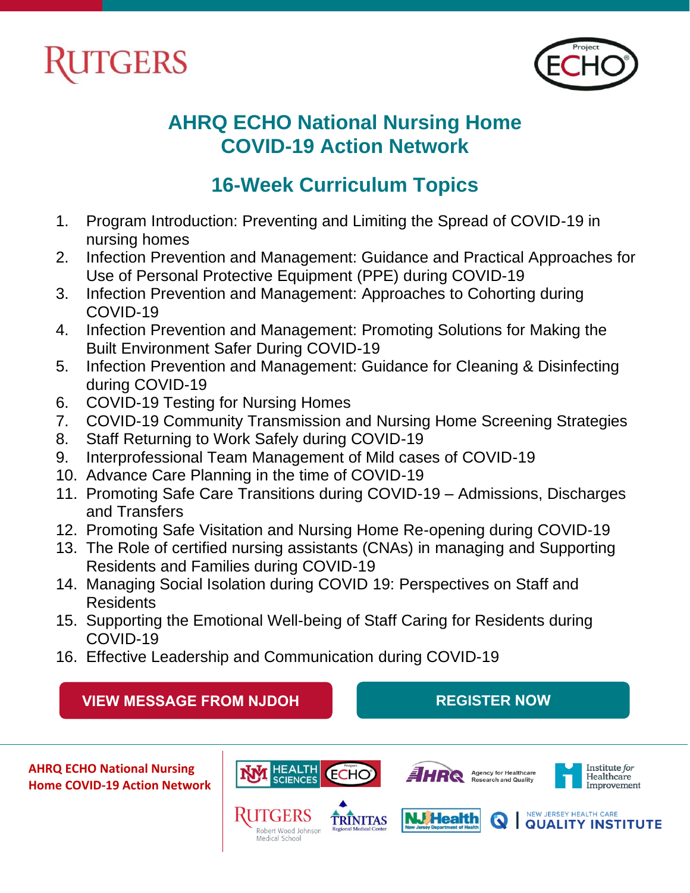# AHRQ ECHO National Nursing Home COVID-19 Action Network

## 16-Week Curriculum Topics

1. Program Introduction: Preventing and Limiting the Spread of COVID-19 in nursing homes
2. Infection Prevention and Management: Guidance and Practical Approaches for Use of Personal Protective Equipment (PPE) during COVID-19
3. Infection Prevention and Management: Approaches to Cohorting during COVID-19
4. Infection Prevention and Management: Promoting Solutions for Making the Built Environment Safer During COVID-19
5. Infection Prevention and Management: Guidance for Cleaning & Disinfecting during COVID-19
6. COVID-19 Testing for Nursing Homes
7. COVID-19 Community Transmission and Nursing Home Screening Strategies
8. Staff Returning to Work Safely during COVID-19
9. Interprofessional Team Management of Mild cases of COVID-19
10. Advance Care Planning in the time of COVID-19
11. Promoting Safe Care Transitions during COVID-19 – Admissions, Discharges and Transfers
12. Promoting Safe Visitation and Nursing Home Re-opening during COVID-19
13. The Role of certified nursing assistants (CNAs) in managing and Supporting Residents and Families during COVID-19
14. Managing Social Isolation during COVID 19: Perspectives on Staff and Residents
15. Supporting the Emotional Well-being of Staff Caring for Residents during COVID-19
16. Effective Leadership and Communication during COVID-19

**VIEW MESSAGE FROM NJDOH**

**REGISTER NOW**

**AHRQ ECHO National Nursing Home COVID-19 Action Network**